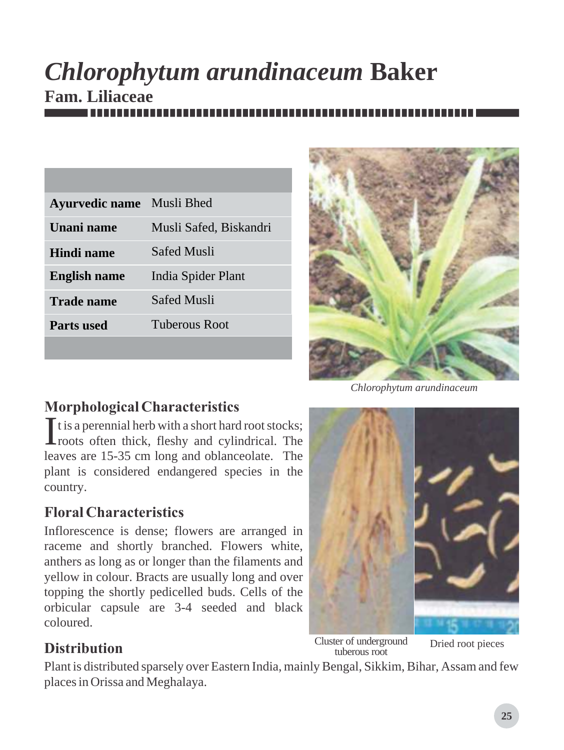# *Chlorophytum arundinaceum* Baker

## Fam. Liliaceae

| | |
|---|---|
| **Ayurvedic name** | Musli Bhed |
| **Unani name** | Musli Safed, Biskandri |
| **Hindi name** | Safed Musli |
| **English name** | India Spider Plant |
| **Trade name** | Safed Musli |
| **Parts used** | Tuberous Root |

*Chlorophytum arundinaceum*

## Morphological Characteristics

It is a perennial herb with a short hard root stocks; roots often thick, fleshy and cylindrical. The leaves are 15-35 cm long and oblanceolate. The plant is considered endangered species in the country.

## Floral Characteristics

Inflorescence is dense; flowers are arranged in raceme and shortly branched. Flowers white, anthers as long as or longer than the filaments and yellow in colour. Bracts are usually long and over topping the shortly pedicelled buds. Cells of the orbicular capsule are 3-4 seeded and black coloured.

Cluster of underground tuberous root

Dried root pieces

## Distribution

Plant is distributed sparsely over Eastern India, mainly Bengal, Sikkim, Bihar, Assam and few places in Orissa and Meghalaya.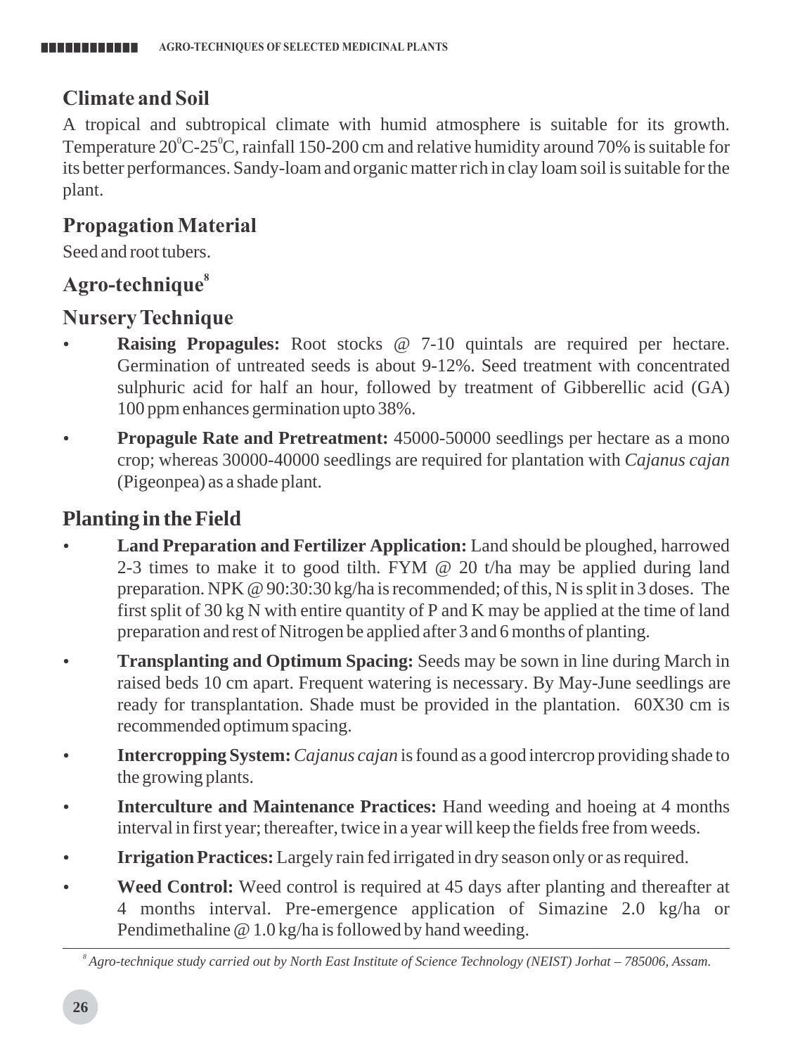## Climate and Soil

A tropical and subtropical climate with humid atmosphere is suitable for its growth. Temperature $20^{0}$C-$25^{0}$C, rainfall 150-200 cm and relative humidity around 70% is suitable for its better performances. Sandy-loam and organic matter rich in clay loam soil is suitable for the plant.

## Propagation Material

Seed and root tubers.

## Agro-technique[8]

## Nursery Technique

- **Raising Propagules:** Root stocks @ 7-10 quintals are required per hectare. Germination of untreated seeds is about 9-12%. Seed treatment with concentrated sulphuric acid for half an hour, followed by treatment of Gibberellic acid (GA) 100 ppm enhances germination upto 38%.
- **Propagule Rate and Pretreatment:** 45000-50000 seedlings per hectare as a mono crop; whereas 30000-40000 seedlings are required for plantation with *Cajanus cajan* (Pigeonpea) as a shade plant.

## Planting in the Field

- **Land Preparation and Fertilizer Application:** Land should be ploughed, harrowed 2-3 times to make it to good tilth. FYM @ 20 t/ha may be applied during land preparation. NPK @ 90:30:30 kg/ha is recommended; of this, N is split in 3 doses. The first split of 30 kg N with entire quantity of P and K may be applied at the time of land preparation and rest of Nitrogen be applied after 3 and 6 months of planting.
- **Transplanting and Optimum Spacing:** Seeds may be sown in line during March in raised beds 10 cm apart. Frequent watering is necessary. By May-June seedlings are ready for transplantation. Shade must be provided in the plantation. 60X30 cm is recommended optimum spacing.
- **Intercropping System:** *Cajanus cajan* is found as a good intercrop providing shade to the growing plants.
- **Interculture and Maintenance Practices:** Hand weeding and hoeing at 4 months interval in first year; thereafter, twice in a year will keep the fields free from weeds.
- **Irrigation Practices:** Largely rain fed irrigated in dry season only or as required.
- **Weed Control:** Weed control is required at 45 days after planting and thereafter at 4 months interval. Pre-emergence application of Simazine 2.0 kg/ha or Pendimethaline @ 1.0 kg/ha is followed by hand weeding.

---

[8] *Agro-technique study carried out by North East Institute of Science Technology (NEIST) Jorhat – 785006, Assam.*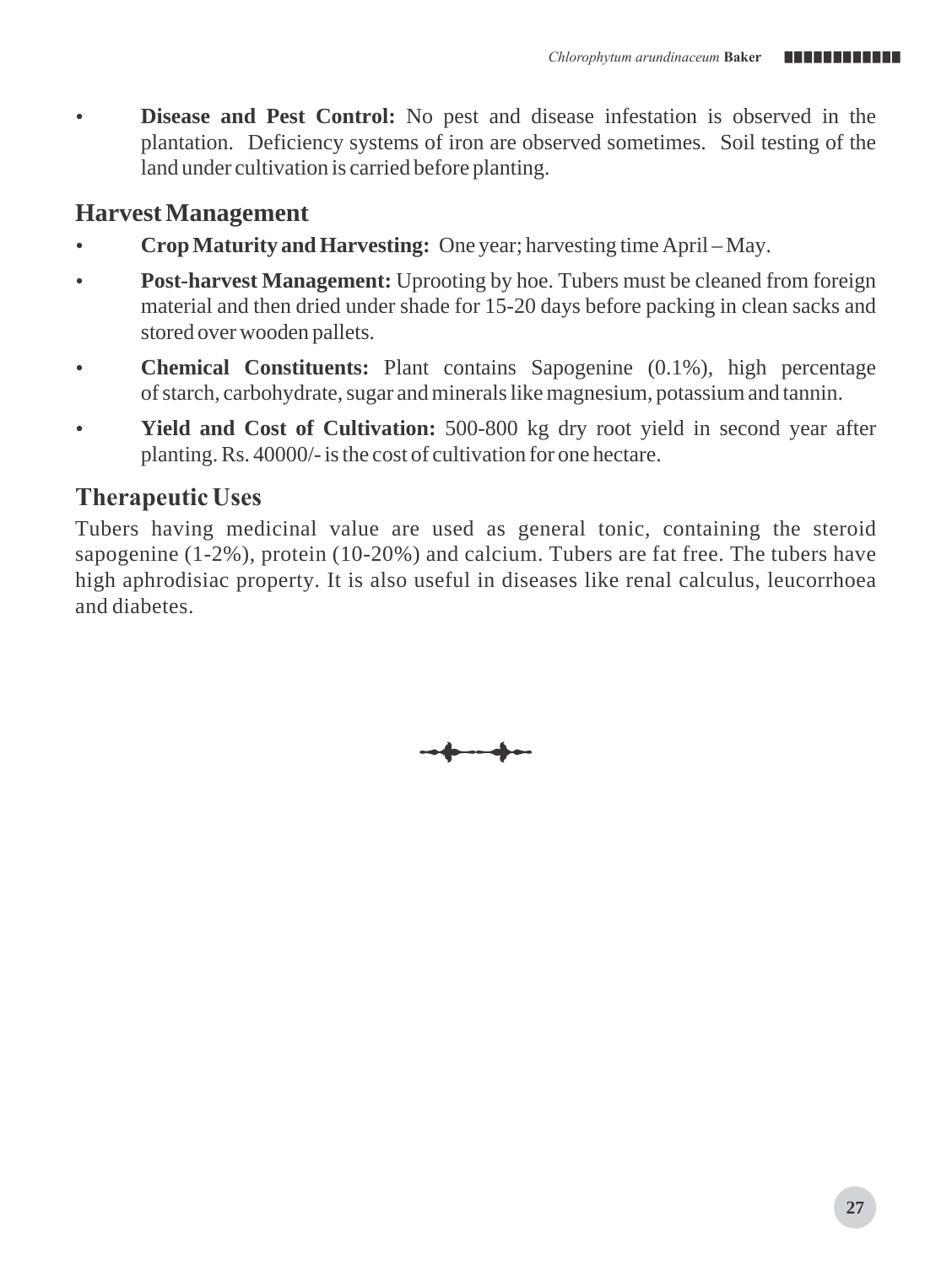- **Disease and Pest Control:** No pest and disease infestation is observed in the plantation. Deficiency systems of iron are observed sometimes. Soil testing of the land under cultivation is carried before planting.

## Harvest Management

- **Crop Maturity and Harvesting:** One year; harvesting time April – May.
- **Post-harvest Management:** Uprooting by hoe. Tubers must be cleaned from foreign material and then dried under shade for 15-20 days before packing in clean sacks and stored over wooden pallets.
- **Chemical Constituents:** Plant contains Sapogenine (0.1%), high percentage of starch, carbohydrate, sugar and minerals like magnesium, potassium and tannin.
- **Yield and Cost of Cultivation:** 500-800 kg dry root yield in second year after planting. Rs. 40000/- is the cost of cultivation for one hectare.

## Therapeutic Uses

Tubers having medicinal value are used as general tonic, containing the steroid sapogenine (1-2%), protein (10-20%) and calcium. Tubers are fat free. The tubers have high aphrodisiac property. It is also useful in diseases like renal calculus, leucorrhoea and diabetes.